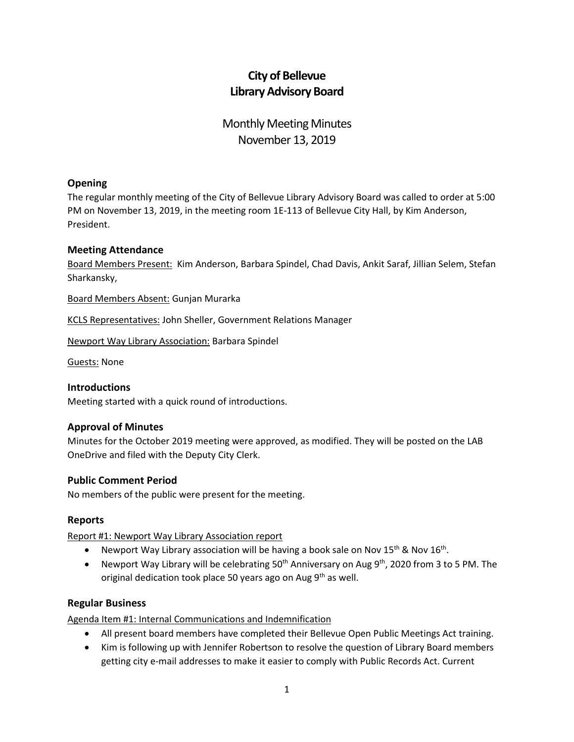# City of Bellevue
# Library Advisory Board

## Monthly Meeting Minutes
## November 13, 2019

### Opening

The regular monthly meeting of the City of Bellevue Library Advisory Board was called to order at 5:00 PM on November 13, 2019, in the meeting room 1E-113 of Bellevue City Hall, by Kim Anderson, President.

### Meeting Attendance

Board Members Present: Kim Anderson, Barbara Spindel, Chad Davis, Ankit Saraf, Jillian Selem, Stefan Sharkansky,

Board Members Absent: Gunjan Murarka

KCLS Representatives: John Sheller, Government Relations Manager

Newport Way Library Association: Barbara Spindel

Guests: None

### Introductions

Meeting started with a quick round of introductions.

### Approval of Minutes

Minutes for the October 2019 meeting were approved, as modified. They will be posted on the LAB OneDrive and filed with the Deputy City Clerk.

### Public Comment Period

No members of the public were present for the meeting.

### Reports

Report #1: Newport Way Library Association report

- Newport Way Library association will be having a book sale on Nov 15th & Nov 16th.
- Newport Way Library will be celebrating 50th Anniversary on Aug 9th, 2020 from 3 to 5 PM. The original dedication took place 50 years ago on Aug 9th as well.

### Regular Business

Agenda Item #1: Internal Communications and Indemnification

- All present board members have completed their Bellevue Open Public Meetings Act training.
- Kim is following up with Jennifer Robertson to resolve the question of Library Board members getting city e-mail addresses to make it easier to comply with Public Records Act. Current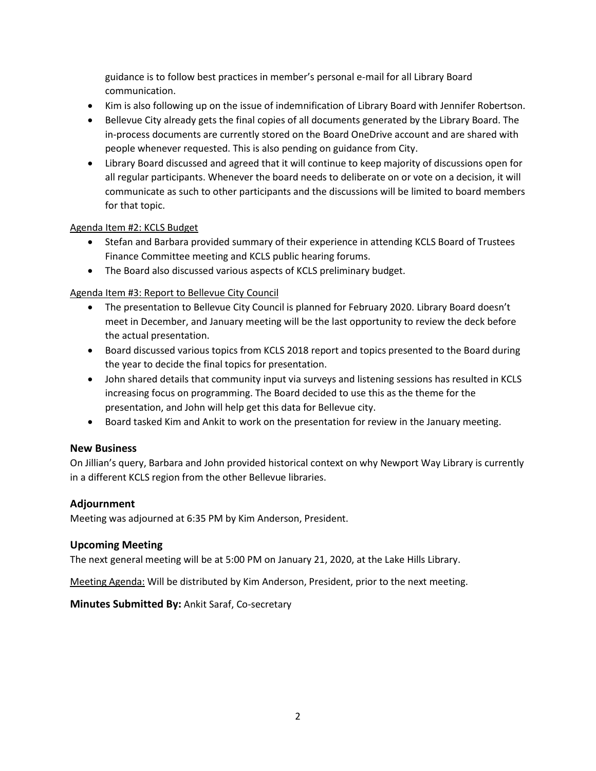guidance is to follow best practices in member's personal e-mail for all Library Board communication.

- Kim is also following up on the issue of indemnification of Library Board with Jennifer Robertson.
- Bellevue City already gets the final copies of all documents generated by the Library Board. The in-process documents are currently stored on the Board OneDrive account and are shared with people whenever requested. This is also pending on guidance from City.
- Library Board discussed and agreed that it will continue to keep majority of discussions open for all regular participants. Whenever the board needs to deliberate on or vote on a decision, it will communicate as such to other participants and the discussions will be limited to board members for that topic.

Agenda Item #2: KCLS Budget

- Stefan and Barbara provided summary of their experience in attending KCLS Board of Trustees Finance Committee meeting and KCLS public hearing forums.
- The Board also discussed various aspects of KCLS preliminary budget.

Agenda Item #3: Report to Bellevue City Council

- The presentation to Bellevue City Council is planned for February 2020. Library Board doesn't meet in December, and January meeting will be the last opportunity to review the deck before the actual presentation.
- Board discussed various topics from KCLS 2018 report and topics presented to the Board during the year to decide the final topics for presentation.
- John shared details that community input via surveys and listening sessions has resulted in KCLS increasing focus on programming. The Board decided to use this as the theme for the presentation, and John will help get this data for Bellevue city.
- Board tasked Kim and Ankit to work on the presentation for review in the January meeting.

### New Business

On Jillian's query, Barbara and John provided historical context on why Newport Way Library is currently in a different KCLS region from the other Bellevue libraries.

### Adjournment

Meeting was adjourned at 6:35 PM by Kim Anderson, President.

### Upcoming Meeting

The next general meeting will be at 5:00 PM on January 21, 2020, at the Lake Hills Library.

Meeting Agenda: Will be distributed by Kim Anderson, President, prior to the next meeting.

**Minutes Submitted By:** Ankit Saraf, Co-secretary